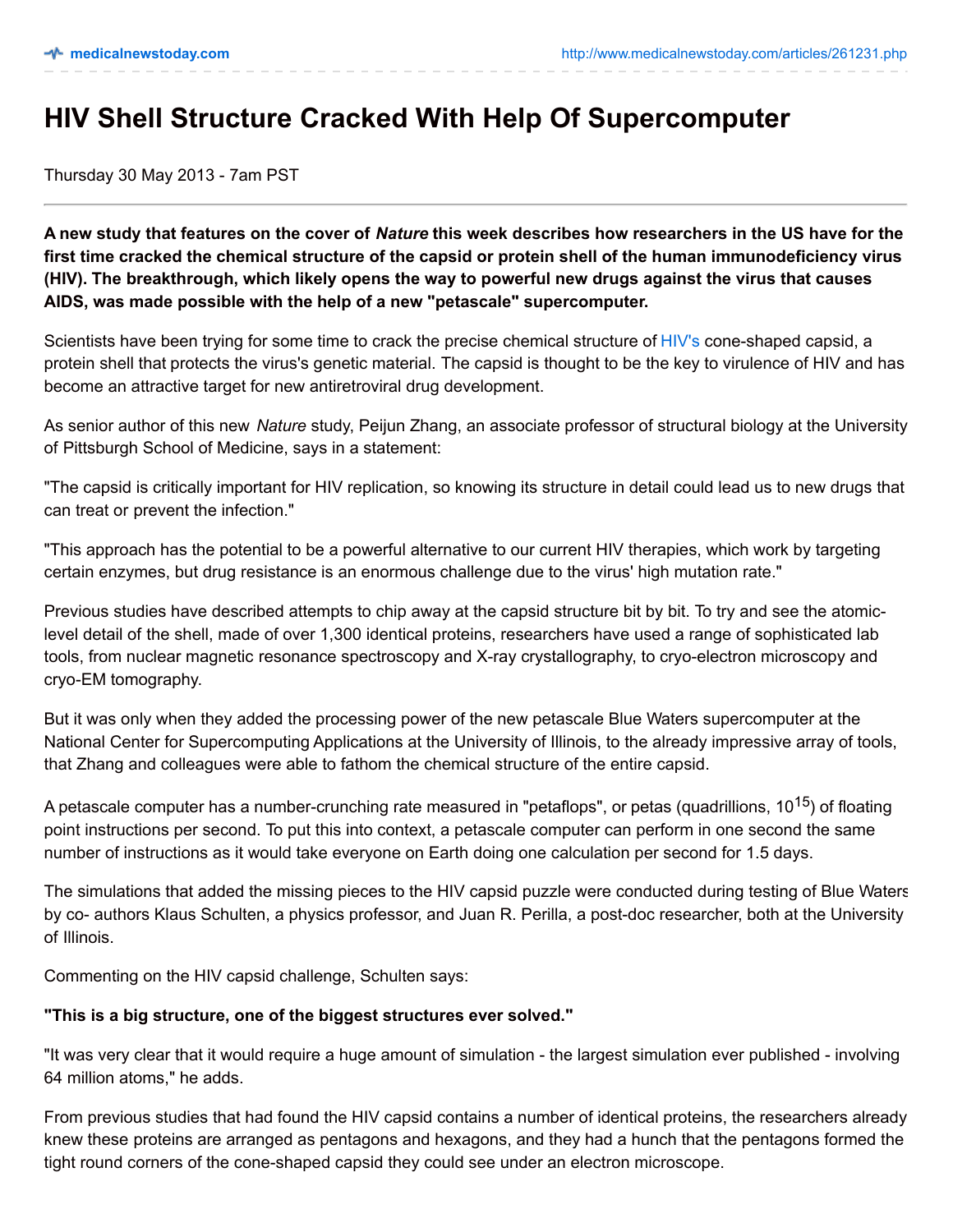# HIV Shell Structure Cracked With Help Of Supercomputer

Thursday 30 May 2013 - 7am PST

**A new study that features on the cover of *Nature* this week describes how researchers in the US have for the first time cracked the chemical structure of the capsid or protein shell of the human immunodeficiency virus (HIV). The breakthrough, which likely opens the way to powerful new drugs against the virus that causes AIDS, was made possible with the help of a new "petascale" supercomputer.**

Scientists have been trying for some time to crack the precise chemical structure of HIV's cone-shaped capsid, a protein shell that protects the virus's genetic material. The capsid is thought to be the key to virulence of HIV and has become an attractive target for new antiretroviral drug development.

As senior author of this new *Nature* study, Peijun Zhang, an associate professor of structural biology at the University of Pittsburgh School of Medicine, says in a statement:

"The capsid is critically important for HIV replication, so knowing its structure in detail could lead us to new drugs that can treat or prevent the infection."

"This approach has the potential to be a powerful alternative to our current HIV therapies, which work by targeting certain enzymes, but drug resistance is an enormous challenge due to the virus' high mutation rate."

Previous studies have described attempts to chip away at the capsid structure bit by bit. To try and see the atomic-level detail of the shell, made of over 1,300 identical proteins, researchers have used a range of sophisticated lab tools, from nuclear magnetic resonance spectroscopy and X-ray crystallography, to cryo-electron microscopy and cryo-EM tomography.

But it was only when they added the processing power of the new petascale Blue Waters supercomputer at the National Center for Supercomputing Applications at the University of Illinois, to the already impressive array of tools, that Zhang and colleagues were able to fathom the chemical structure of the entire capsid.

A petascale computer has a number-crunching rate measured in "petaflops", or petas (quadrillions, $10^{15}$) of floating point instructions per second. To put this into context, a petascale computer can perform in one second the same number of instructions as it would take everyone on Earth doing one calculation per second for 1.5 days.

The simulations that added the missing pieces to the HIV capsid puzzle were conducted during testing of Blue Waters by co- authors Klaus Schulten, a physics professor, and Juan R. Perilla, a post-doc researcher, both at the University of Illinois.

Commenting on the HIV capsid challenge, Schulten says:

**"This is a big structure, one of the biggest structures ever solved."**

"It was very clear that it would require a huge amount of simulation - the largest simulation ever published - involving 64 million atoms," he adds.

From previous studies that had found the HIV capsid contains a number of identical proteins, the researchers already knew these proteins are arranged as pentagons and hexagons, and they had a hunch that the pentagons formed the tight round corners of the cone-shaped capsid they could see under an electron microscope.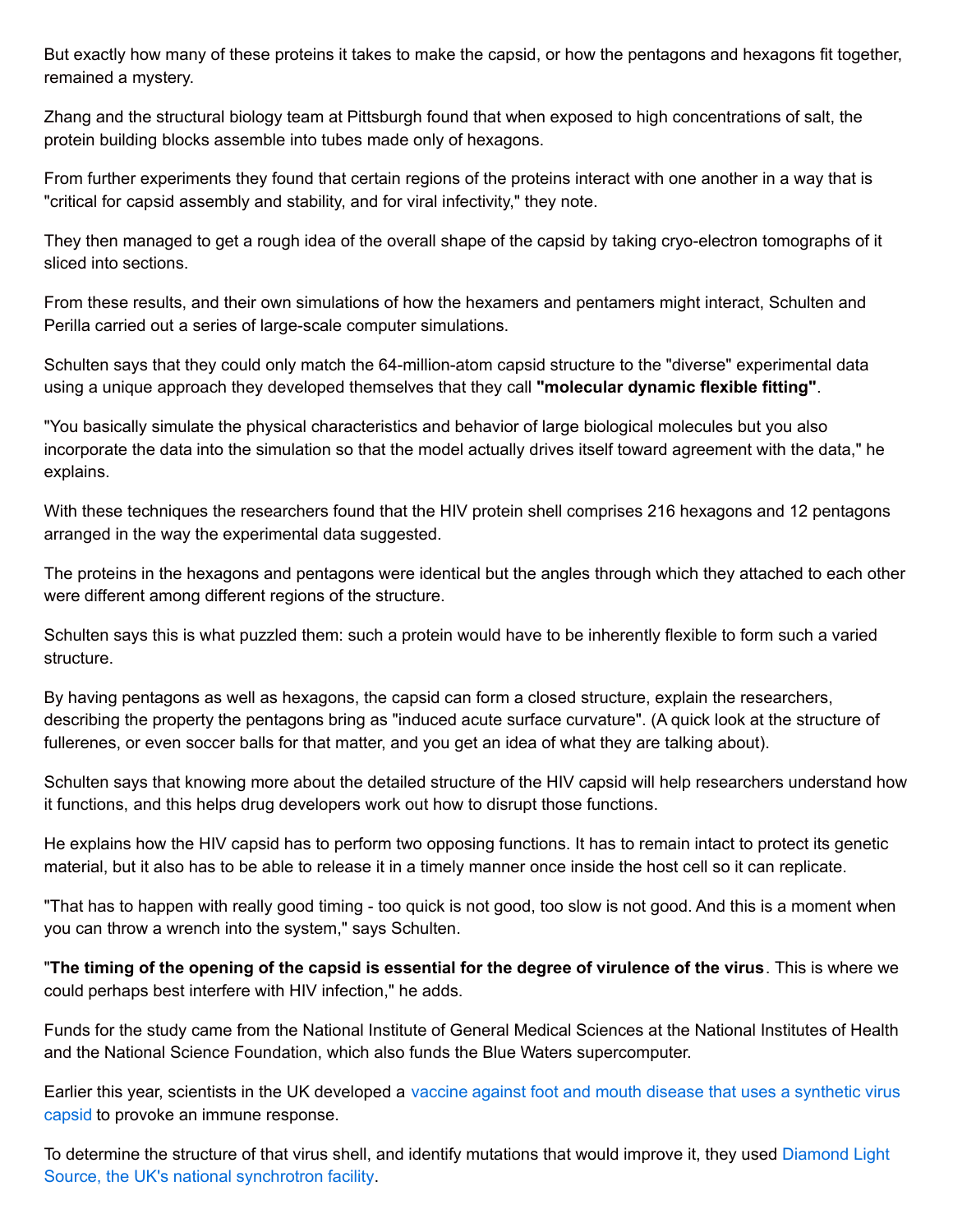But exactly how many of these proteins it takes to make the capsid, or how the pentagons and hexagons fit together, remained a mystery.

Zhang and the structural biology team at Pittsburgh found that when exposed to high concentrations of salt, the protein building blocks assemble into tubes made only of hexagons.

From further experiments they found that certain regions of the proteins interact with one another in a way that is "critical for capsid assembly and stability, and for viral infectivity," they note.

They then managed to get a rough idea of the overall shape of the capsid by taking cryo-electron tomographs of it sliced into sections.

From these results, and their own simulations of how the hexamers and pentamers might interact, Schulten and Perilla carried out a series of large-scale computer simulations.

Schulten says that they could only match the 64-million-atom capsid structure to the "diverse" experimental data using a unique approach they developed themselves that they call **"molecular dynamic flexible fitting"**.

"You basically simulate the physical characteristics and behavior of large biological molecules but you also incorporate the data into the simulation so that the model actually drives itself toward agreement with the data," he explains.

With these techniques the researchers found that the HIV protein shell comprises 216 hexagons and 12 pentagons arranged in the way the experimental data suggested.

The proteins in the hexagons and pentagons were identical but the angles through which they attached to each other were different among different regions of the structure.

Schulten says this is what puzzled them: such a protein would have to be inherently flexible to form such a varied structure.

By having pentagons as well as hexagons, the capsid can form a closed structure, explain the researchers, describing the property the pentagons bring as "induced acute surface curvature". (A quick look at the structure of fullerenes, or even soccer balls for that matter, and you get an idea of what they are talking about).

Schulten says that knowing more about the detailed structure of the HIV capsid will help researchers understand how it functions, and this helps drug developers work out how to disrupt those functions.

He explains how the HIV capsid has to perform two opposing functions. It has to remain intact to protect its genetic material, but it also has to be able to release it in a timely manner once inside the host cell so it can replicate.

"That has to happen with really good timing - too quick is not good, too slow is not good. And this is a moment when you can throw a wrench into the system," says Schulten.

"**The timing of the opening of the capsid is essential for the degree of virulence of the virus**. This is where we could perhaps best interfere with HIV infection," he adds.

Funds for the study came from the National Institute of General Medical Sciences at the National Institutes of Health and the National Science Foundation, which also funds the Blue Waters supercomputer.

Earlier this year, scientists in the UK developed a vaccine against foot and mouth disease that uses a synthetic virus capsid to provoke an immune response.

To determine the structure of that virus shell, and identify mutations that would improve it, they used Diamond Light Source, the UK's national synchrotron facility.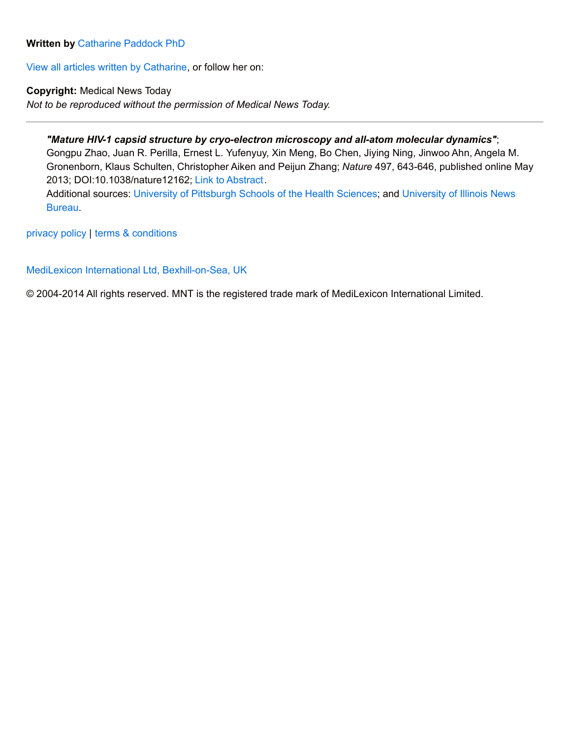**Written by** Catharine Paddock PhD

View all articles written by Catharine, or follow her on:

**Copyright:** Medical News Today
*Not to be reproduced without the permission of Medical News Today.*

---

> ***"Mature HIV-1 capsid structure by cryo-electron microscopy and all-atom molecular dynamics"***; Gongpu Zhao, Juan R. Perilla, Ernest L. Yufenyuy, Xin Meng, Bo Chen, Jiying Ning, Jinwoo Ahn, Angela M. Gronenborn, Klaus Schulten, Christopher Aiken and Peijun Zhang; *Nature* 497, 643-646, published online May 2013; DOI:10.1038/nature12162; Link to Abstract.
> Additional sources: University of Pittsburgh Schools of the Health Sciences; and University of Illinois News Bureau.

privacy policy | terms & conditions

MediLexicon International Ltd, Bexhill-on-Sea, UK

© 2004-2014 All rights reserved. MNT is the registered trade mark of MediLexicon International Limited.